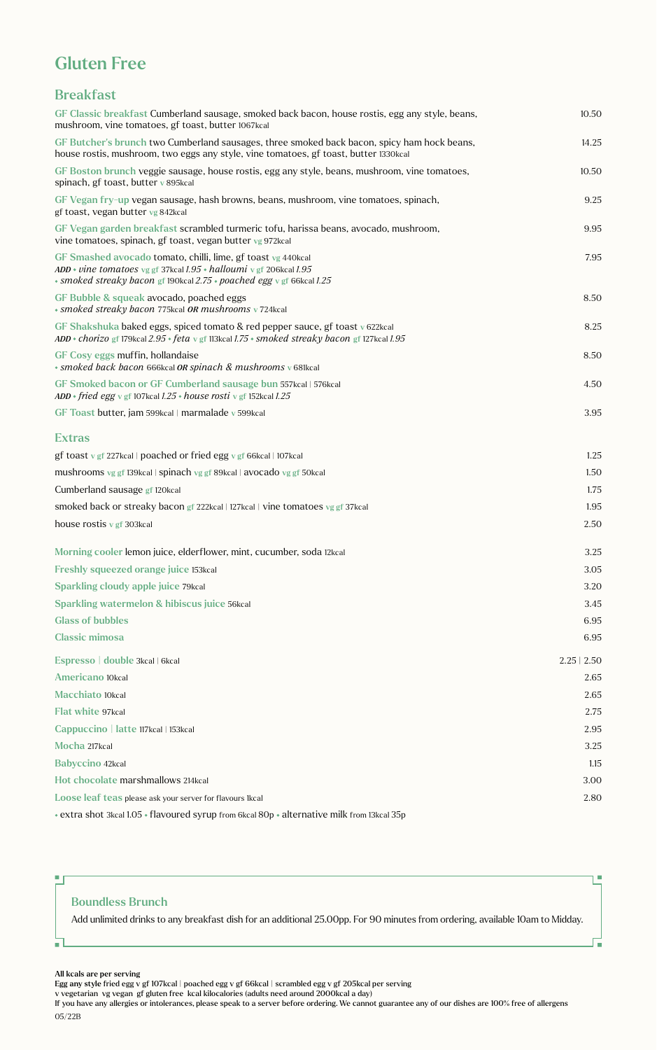# Gluten Free

## Breakfast

**GF Classic breakfast** Cumberland sausage, smoked back bacon, house rostis, egg any style, beans, mushroom, vine tomatoes, gf toast, butter 1067kcal — 10.50

**GF Butcher's brunch** two Cumberland sausages, three smoked back bacon, spicy ham hock beans, house rostis, mushroom, two eggs any style, vine tomatoes, gf toast, butter 1330kcal — 14.25

**GF Boston brunch** veggie sausage, house rostis, egg any style, beans, mushroom, vine tomatoes, spinach, gf toast, butter v 895kcal — 10.50

**GF Vegan fry-up** vegan sausage, hash browns, beans, mushroom, vine tomatoes, spinach, gf toast, vegan butter vg 842kcal — 9.25

**GF Vegan garden breakfast** scrambled turmeric tofu, harissa beans, avocado, mushroom, vine tomatoes, spinach, gf toast, vegan butter vg 972kcal — 9.95

**GF Smashed avocado** tomato, chilli, lime, gf toast vg 440kcal — 7.95
*ADD • vine tomatoes* vg gf 37kcal *1.95* • *halloumi* v gf 206kcal *1.95*
• *smoked streaky bacon* gf 190kcal *2.75* • *poached egg* v gf 66kcal *1.25*

**GF Bubble & squeak** avocado, poached eggs — 8.50
• *smoked streaky bacon* 775kcal ***OR*** *mushrooms* v 724kcal

**GF Shakshuka** baked eggs, spiced tomato & red pepper sauce, gf toast v 622kcal — 8.25
*ADD • chorizo* gf 179kcal *2.95* • *feta* v gf 113kcal *1.75* • *smoked streaky bacon* gf 127kcal *1.95*

**GF Cosy eggs** muffin, hollandaise — 8.50
• *smoked back bacon* 666kcal ***OR*** *spinach & mushrooms* v 681kcal

**GF Smoked bacon or GF Cumberland sausage bun** 557kcal | 576kcal — 4.50
*ADD • fried egg* v gf 107kcal *1.25* • *house rosti* v gf 152kcal *1.25*

**GF Toast** butter, jam 599kcal | marmalade v 599kcal — 3.95

## Extras

| | |
|---|---|
| gf toast v gf 227kcal \| poached or fried egg v gf 66kcal \| 107kcal | 1.25 |
| mushrooms vg gf 139kcal \| spinach vg gf 89kcal \| avocado vg gf 50kcal | 1.50 |
| Cumberland sausage gf 120kcal | 1.75 |
| smoked back or streaky bacon gf 222kcal \| 127kcal \| vine tomatoes vg gf 37kcal | 1.95 |
| house rostis v gf 303kcal | 2.50 |

| | |
|---|---|
| **Morning cooler** lemon juice, elderflower, mint, cucumber, soda 12kcal | 3.25 |
| **Freshly squeezed orange juice** 153kcal | 3.05 |
| **Sparkling cloudy apple juice** 79kcal | 3.20 |
| **Sparkling watermelon & hibiscus juice** 56kcal | 3.45 |
| **Glass of bubbles** | 6.95 |
| **Classic mimosa** | 6.95 |

| | |
|---|---|
| **Espresso** \| **double** 3kcal \| 6kcal | 2.25 \| 2.50 |
| **Americano** 10kcal | 2.65 |
| **Macchiato** 10kcal | 2.65 |
| **Flat white** 97kcal | 2.75 |
| **Cappuccino** \| **latte** 117kcal \| 153kcal | 2.95 |
| **Mocha** 217kcal | 3.25 |
| **Babyccino** 42kcal | 1.15 |
| **Hot chocolate** marshmallows 214kcal | 3.00 |
| **Loose leaf teas** please ask your server for flavours 1kcal | 2.80 |

• extra shot 3kcal 1.05 • flavoured syrup from 6kcal 80p • alternative milk from 13kcal 35p

### Boundless Brunch

Add unlimited drinks to any breakfast dish for an additional 25.00pp. For 90 minutes from ordering, available 10am to Midday.

**All kcals are per serving**
**Egg any style** fried egg v gf 107kcal | poached egg v gf 66kcal | scrambled egg v gf 205kcal per serving
v vegetarian vg vegan gf gluten free kcal kilocalories (adults need around 2000kcal a day)
If you have any allergies or intolerances, please speak to a server before ordering. We cannot guarantee any of our dishes are 100% free of allergens

05/22B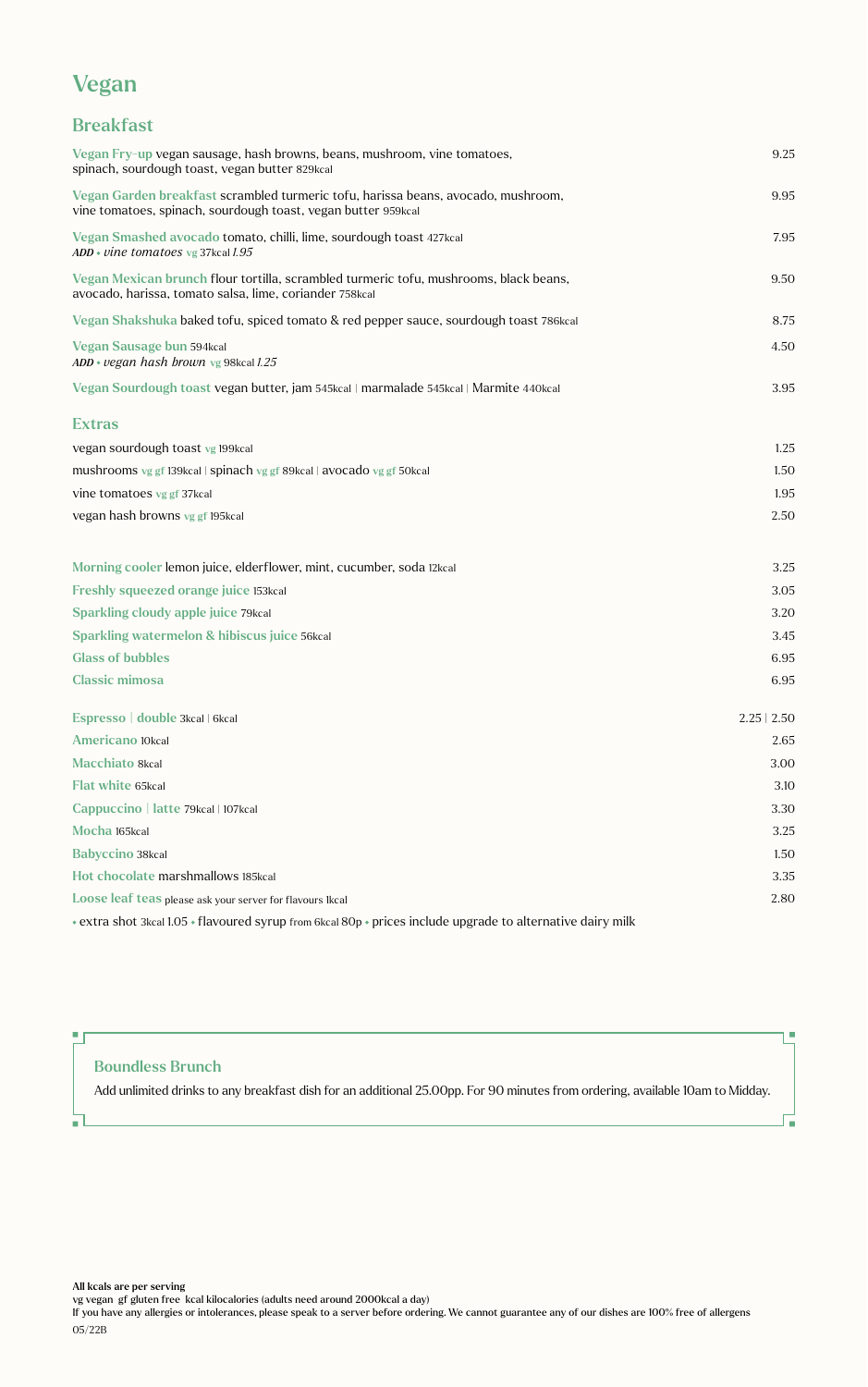# Vegan

## Breakfast

| | |
|---|---|
| **Vegan Fry-up** vegan sausage, hash browns, beans, mushroom, vine tomatoes, spinach, sourdough toast, vegan butter 829kcal | 9.25 |
| **Vegan Garden breakfast** scrambled turmeric tofu, harissa beans, avocado, mushroom, vine tomatoes, spinach, sourdough toast, vegan butter 959kcal | 9.95 |
| **Vegan Smashed avocado** tomato, chilli, lime, sourdough toast 427kcal<br>*ADD • vine tomatoes vg 37kcal 1.95* | 7.95 |
| **Vegan Mexican brunch** flour tortilla, scrambled turmeric tofu, mushrooms, black beans, avocado, harissa, tomato salsa, lime, coriander 758kcal | 9.50 |
| **Vegan Shakshuka** baked tofu, spiced tomato & red pepper sauce, sourdough toast 786kcal | 8.75 |
| **Vegan Sausage bun** 594kcal<br>*ADD • vegan hash brown vg 98kcal 1.25* | 4.50 |
| **Vegan Sourdough toast** vegan butter, jam 545kcal \| marmalade 545kcal \| Marmite 440kcal | 3.95 |

## Extras

| | |
|---|---|
| vegan sourdough toast vg 199kcal | 1.25 |
| mushrooms vg gf 139kcal \| spinach vg gf 89kcal \| avocado vg gf 50kcal | 1.50 |
| vine tomatoes vg gf 37kcal | 1.95 |
| vegan hash browns vg gf 195kcal | 2.50 |

| | |
|---|---|
| **Morning cooler** lemon juice, elderflower, mint, cucumber, soda 12kcal | 3.25 |
| **Freshly squeezed orange juice** 153kcal | 3.05 |
| **Sparkling cloudy apple juice** 79kcal | 3.20 |
| **Sparkling watermelon & hibiscus juice** 56kcal | 3.45 |
| **Glass of bubbles** | 6.95 |
| **Classic mimosa** | 6.95 |

| | |
|---|---|
| **Espresso \| double** 3kcal \| 6kcal | 2.25 \| 2.50 |
| **Americano** 10kcal | 2.65 |
| **Macchiato** 8kcal | 3.00 |
| **Flat white** 65kcal | 3.10 |
| **Cappuccino \| latte** 79kcal \| 107kcal | 3.30 |
| **Mocha** 165kcal | 3.25 |
| **Babyccino** 38kcal | 1.50 |
| **Hot chocolate** marshmallows 185kcal | 3.35 |
| **Loose leaf teas** please ask your server for flavours 1kcal | 2.80 |

• extra shot 3kcal 1.05 • flavoured syrup from 6kcal 80p • prices include upgrade to alternative dairy milk

### Boundless Brunch

Add unlimited drinks to any breakfast dish for an additional 25.00pp. For 90 minutes from ordering, available 10am to Midday.

**All kcals are per serving**
vg vegan gf gluten free kcal kilocalories (adults need around 2000kcal a day)
If you have any allergies or intolerances, please speak to a server before ordering. We cannot guarantee any of our dishes are 100% free of allergens
05/22B